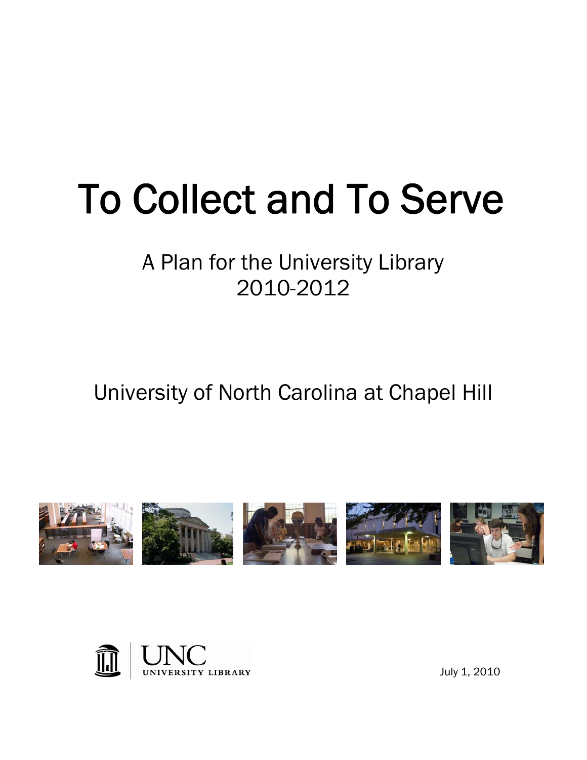# To Collect and To Serve

## A Plan for the University Library 2010-2012

## University of North Carolina at Chapel Hill

UNC UNIVERSITY LIBRARY

July 1, 2010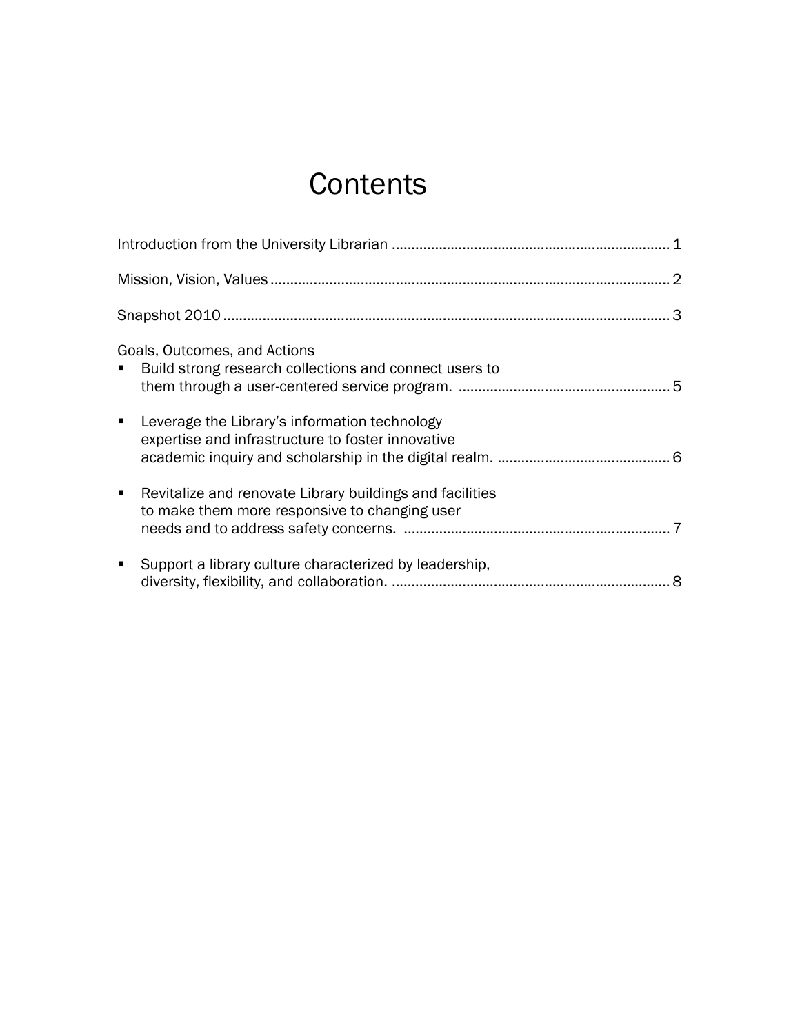# Contents

Introduction from the University Librarian ....................................................................... 1

Mission, Vision, Values ....................................................................................................... 2

Snapshot 2010 .................................................................................................................... 3

Goals, Outcomes, and Actions

- Build strong research collections and connect users to them through a user-centered service program. ...................................................... 5
- Leverage the Library's information technology expertise and infrastructure to foster innovative academic inquiry and scholarship in the digital realm. ............................................ 6
- Revitalize and renovate Library buildings and facilities to make them more responsive to changing user needs and to address safety concerns. .................................................................... 7
- Support a library culture characterized by leadership, diversity, flexibility, and collaboration. ....................................................................... 8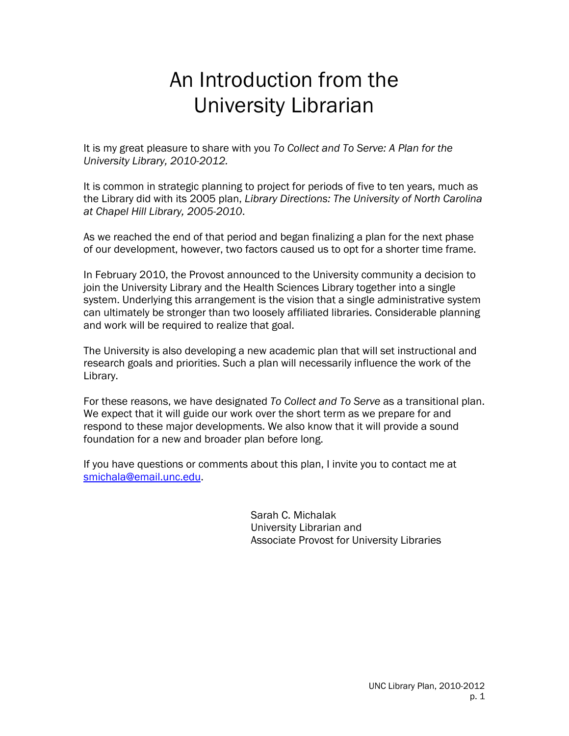# An Introduction from the University Librarian

It is my great pleasure to share with you *To Collect and To Serve: A Plan for the University Library, 2010-2012.*

It is common in strategic planning to project for periods of five to ten years, much as the Library did with its 2005 plan, *Library Directions: The University of North Carolina at Chapel Hill Library, 2005-2010*.

As we reached the end of that period and began finalizing a plan for the next phase of our development, however, two factors caused us to opt for a shorter time frame.

In February 2010, the Provost announced to the University community a decision to join the University Library and the Health Sciences Library together into a single system. Underlying this arrangement is the vision that a single administrative system can ultimately be stronger than two loosely affiliated libraries. Considerable planning and work will be required to realize that goal.

The University is also developing a new academic plan that will set instructional and research goals and priorities. Such a plan will necessarily influence the work of the Library.

For these reasons, we have designated *To Collect and To Serve* as a transitional plan. We expect that it will guide our work over the short term as we prepare for and respond to these major developments. We also know that it will provide a sound foundation for a new and broader plan before long.

If you have questions or comments about this plan, I invite you to contact me at [smichala@email.unc.edu](mailto:smichala@email.unc.edu).

Sarah C. Michalak
University Librarian and
Associate Provost for University Libraries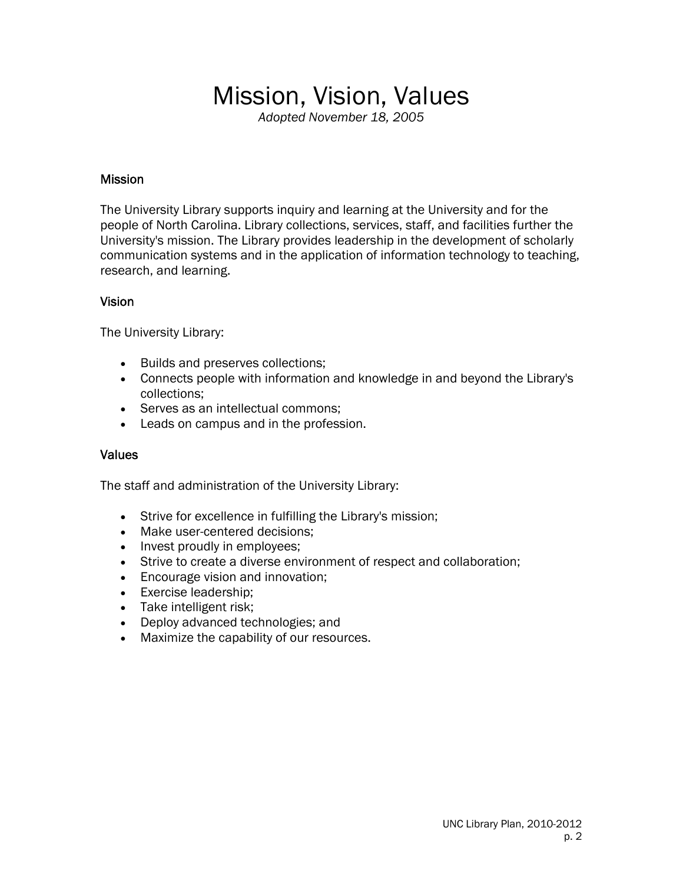# Mission, Vision, Values

*Adopted November 18, 2005*

## Mission

The University Library supports inquiry and learning at the University and for the people of North Carolina. Library collections, services, staff, and facilities further the University's mission. The Library provides leadership in the development of scholarly communication systems and in the application of information technology to teaching, research, and learning.

## Vision

The University Library:

- Builds and preserves collections;
- Connects people with information and knowledge in and beyond the Library's collections;
- Serves as an intellectual commons;
- Leads on campus and in the profession.

## Values

The staff and administration of the University Library:

- Strive for excellence in fulfilling the Library's mission;
- Make user-centered decisions;
- Invest proudly in employees;
- Strive to create a diverse environment of respect and collaboration;
- Encourage vision and innovation;
- Exercise leadership;
- Take intelligent risk;
- Deploy advanced technologies; and
- Maximize the capability of our resources.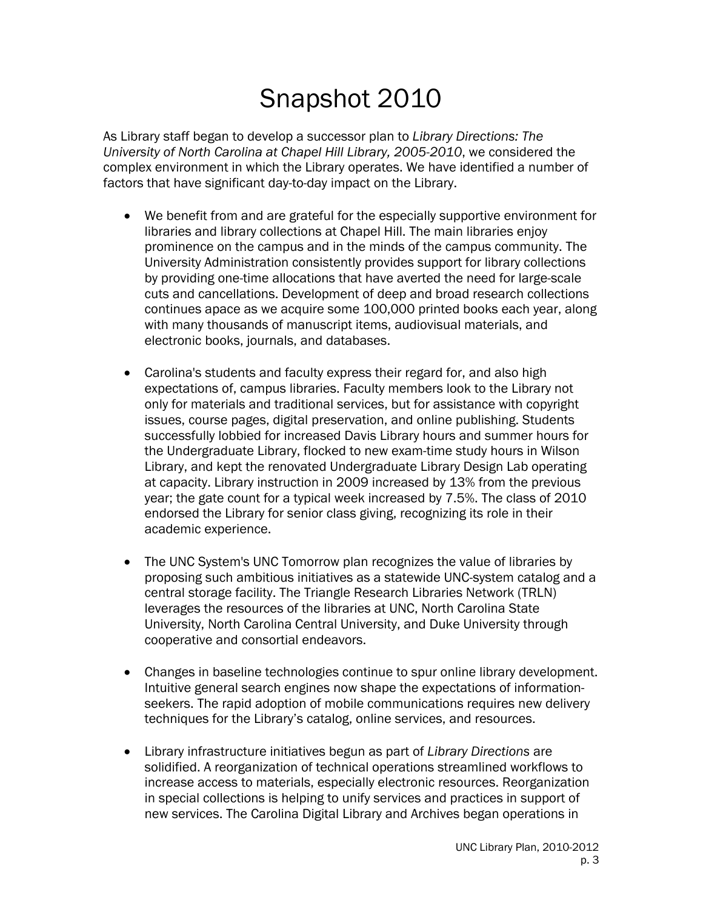# Snapshot 2010

As Library staff began to develop a successor plan to *Library Directions: The University of North Carolina at Chapel Hill Library, 2005-2010*, we considered the complex environment in which the Library operates. We have identified a number of factors that have significant day-to-day impact on the Library.

- We benefit from and are grateful for the especially supportive environment for libraries and library collections at Chapel Hill. The main libraries enjoy prominence on the campus and in the minds of the campus community. The University Administration consistently provides support for library collections by providing one-time allocations that have averted the need for large-scale cuts and cancellations. Development of deep and broad research collections continues apace as we acquire some 100,000 printed books each year, along with many thousands of manuscript items, audiovisual materials, and electronic books, journals, and databases.

- Carolina's students and faculty express their regard for, and also high expectations of, campus libraries. Faculty members look to the Library not only for materials and traditional services, but for assistance with copyright issues, course pages, digital preservation, and online publishing. Students successfully lobbied for increased Davis Library hours and summer hours for the Undergraduate Library, flocked to new exam-time study hours in Wilson Library, and kept the renovated Undergraduate Library Design Lab operating at capacity. Library instruction in 2009 increased by 13% from the previous year; the gate count for a typical week increased by 7.5%. The class of 2010 endorsed the Library for senior class giving, recognizing its role in their academic experience.

- The UNC System's UNC Tomorrow plan recognizes the value of libraries by proposing such ambitious initiatives as a statewide UNC-system catalog and a central storage facility. The Triangle Research Libraries Network (TRLN) leverages the resources of the libraries at UNC, North Carolina State University, North Carolina Central University, and Duke University through cooperative and consortial endeavors.

- Changes in baseline technologies continue to spur online library development. Intuitive general search engines now shape the expectations of information-seekers. The rapid adoption of mobile communications requires new delivery techniques for the Library's catalog, online services, and resources.

- Library infrastructure initiatives begun as part of *Library Directions* are solidified. A reorganization of technical operations streamlined workflows to increase access to materials, especially electronic resources. Reorganization in special collections is helping to unify services and practices in support of new services. The Carolina Digital Library and Archives began operations in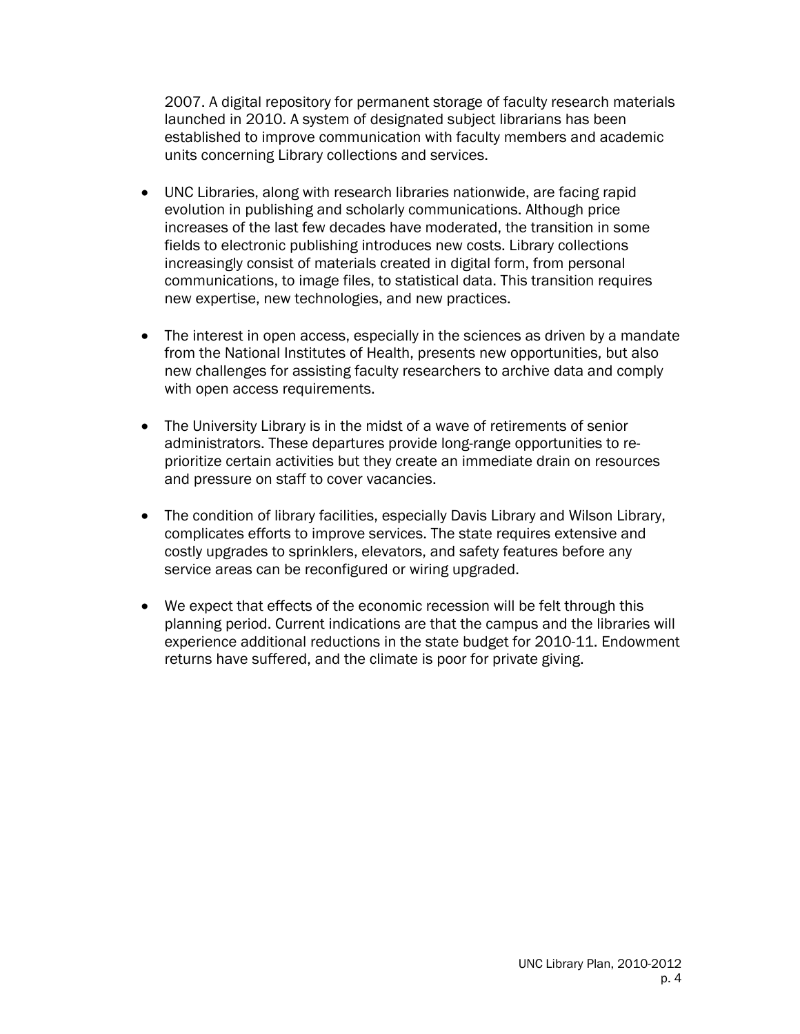2007. A digital repository for permanent storage of faculty research materials launched in 2010. A system of designated subject librarians has been established to improve communication with faculty members and academic units concerning Library collections and services.

- UNC Libraries, along with research libraries nationwide, are facing rapid evolution in publishing and scholarly communications. Although price increases of the last few decades have moderated, the transition in some fields to electronic publishing introduces new costs. Library collections increasingly consist of materials created in digital form, from personal communications, to image files, to statistical data. This transition requires new expertise, new technologies, and new practices.

- The interest in open access, especially in the sciences as driven by a mandate from the National Institutes of Health, presents new opportunities, but also new challenges for assisting faculty researchers to archive data and comply with open access requirements.

- The University Library is in the midst of a wave of retirements of senior administrators. These departures provide long-range opportunities to re-prioritize certain activities but they create an immediate drain on resources and pressure on staff to cover vacancies.

- The condition of library facilities, especially Davis Library and Wilson Library, complicates efforts to improve services. The state requires extensive and costly upgrades to sprinklers, elevators, and safety features before any service areas can be reconfigured or wiring upgraded.

- We expect that effects of the economic recession will be felt through this planning period. Current indications are that the campus and the libraries will experience additional reductions in the state budget for 2010-11. Endowment returns have suffered, and the climate is poor for private giving.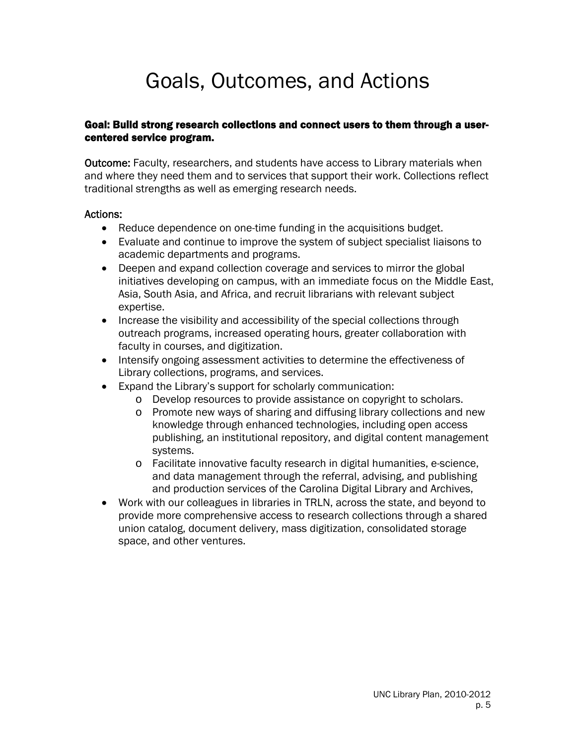# Goals, Outcomes, and Actions

**Goal: Build strong research collections and connect users to them through a user-centered service program.**

**Outcome:** Faculty, researchers, and students have access to Library materials when and where they need them and to services that support their work. Collections reflect traditional strengths as well as emerging research needs.

**Actions:**

- Reduce dependence on one-time funding in the acquisitions budget.
- Evaluate and continue to improve the system of subject specialist liaisons to academic departments and programs.
- Deepen and expand collection coverage and services to mirror the global initiatives developing on campus, with an immediate focus on the Middle East, Asia, South Asia, and Africa, and recruit librarians with relevant subject expertise.
- Increase the visibility and accessibility of the special collections through outreach programs, increased operating hours, greater collaboration with faculty in courses, and digitization.
- Intensify ongoing assessment activities to determine the effectiveness of Library collections, programs, and services.
- Expand the Library's support for scholarly communication:
    - Develop resources to provide assistance on copyright to scholars.
    - Promote new ways of sharing and diffusing library collections and new knowledge through enhanced technologies, including open access publishing, an institutional repository, and digital content management systems.
    - Facilitate innovative faculty research in digital humanities, e-science, and data management through the referral, advising, and publishing and production services of the Carolina Digital Library and Archives,
- Work with our colleagues in libraries in TRLN, across the state, and beyond to provide more comprehensive access to research collections through a shared union catalog, document delivery, mass digitization, consolidated storage space, and other ventures.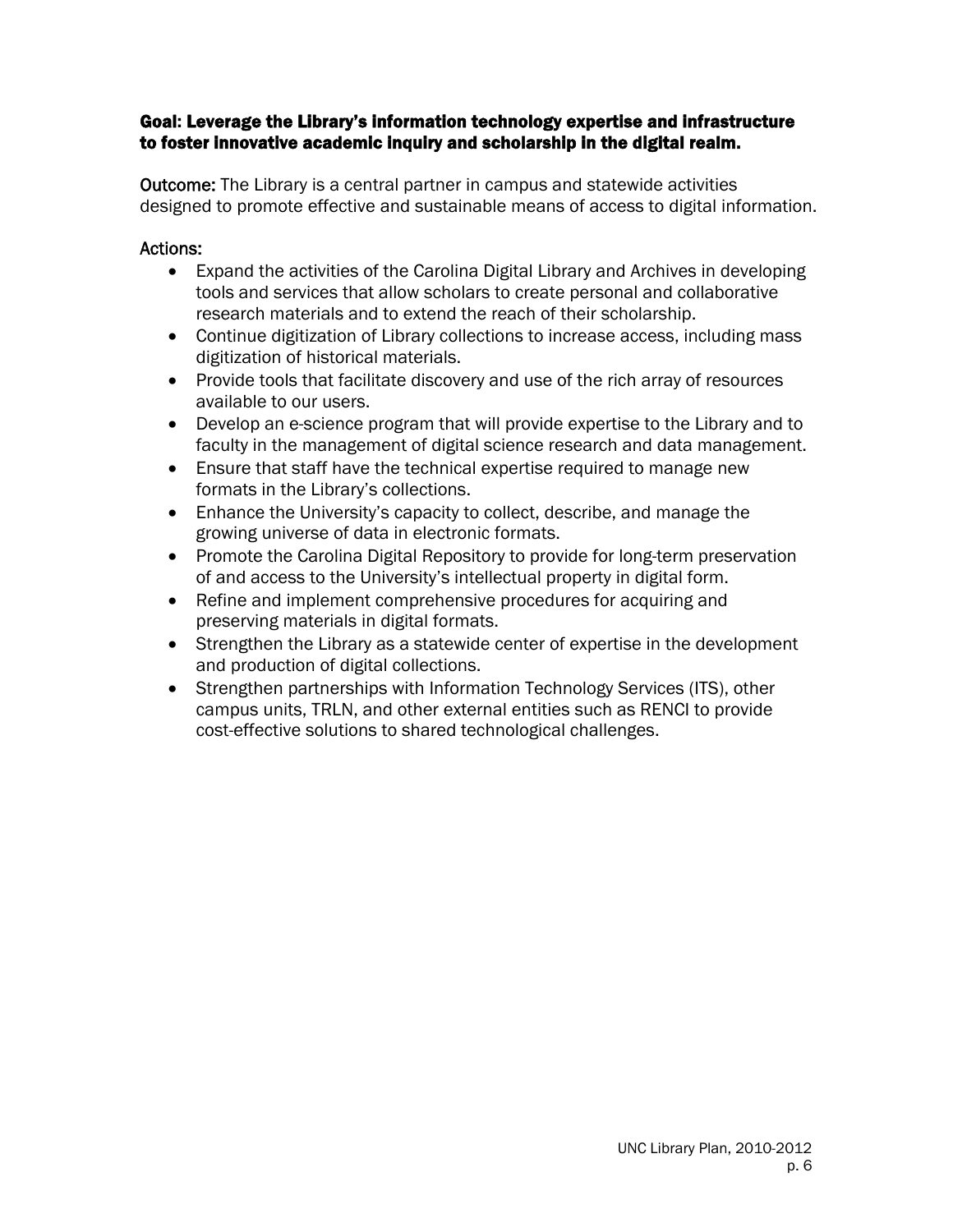**Goal: Leverage the Library's information technology expertise and infrastructure to foster innovative academic inquiry and scholarship in the digital realm.**

**Outcome:** The Library is a central partner in campus and statewide activities designed to promote effective and sustainable means of access to digital information.

**Actions:**

- Expand the activities of the Carolina Digital Library and Archives in developing tools and services that allow scholars to create personal and collaborative research materials and to extend the reach of their scholarship.
- Continue digitization of Library collections to increase access, including mass digitization of historical materials.
- Provide tools that facilitate discovery and use of the rich array of resources available to our users.
- Develop an e-science program that will provide expertise to the Library and to faculty in the management of digital science research and data management.
- Ensure that staff have the technical expertise required to manage new formats in the Library's collections.
- Enhance the University's capacity to collect, describe, and manage the growing universe of data in electronic formats.
- Promote the Carolina Digital Repository to provide for long-term preservation of and access to the University's intellectual property in digital form.
- Refine and implement comprehensive procedures for acquiring and preserving materials in digital formats.
- Strengthen the Library as a statewide center of expertise in the development and production of digital collections.
- Strengthen partnerships with Information Technology Services (ITS), other campus units, TRLN, and other external entities such as RENCI to provide cost-effective solutions to shared technological challenges.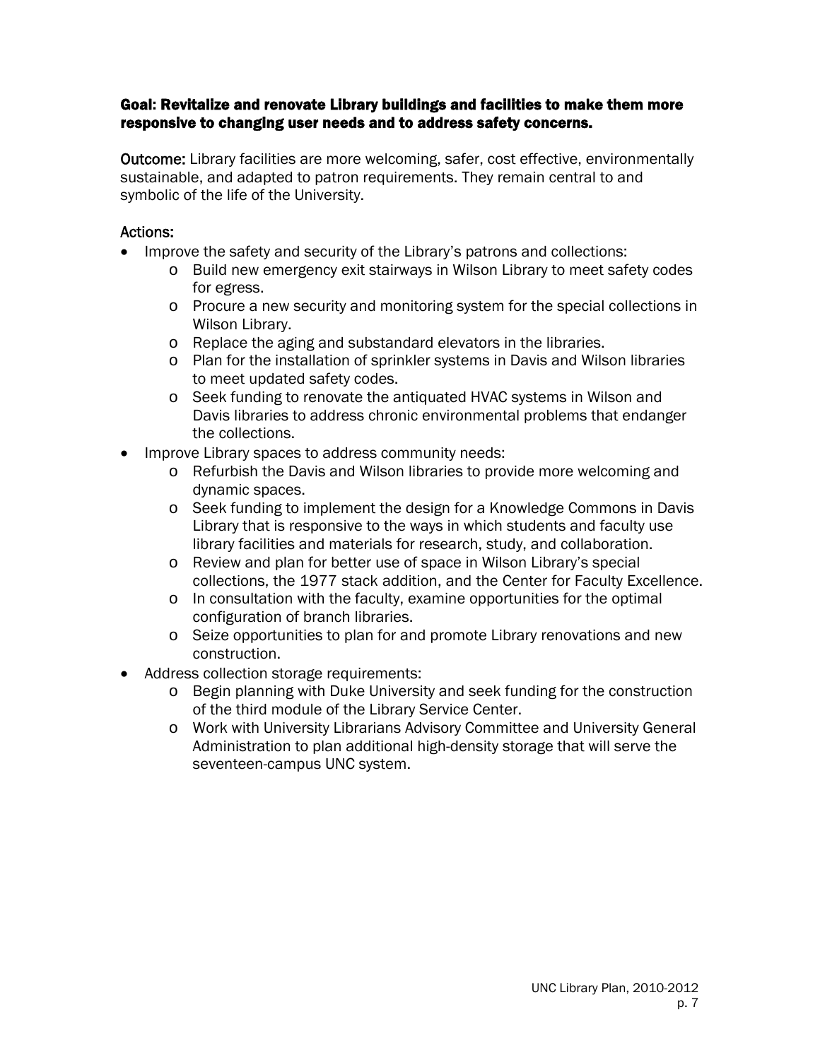**Goal: Revitalize and renovate Library buildings and facilities to make them more responsive to changing user needs and to address safety concerns.**

**Outcome:** Library facilities are more welcoming, safer, cost effective, environmentally sustainable, and adapted to patron requirements. They remain central to and symbolic of the life of the University.

**Actions:**

- Improve the safety and security of the Library's patrons and collections:
  - Build new emergency exit stairways in Wilson Library to meet safety codes for egress.
  - Procure a new security and monitoring system for the special collections in Wilson Library.
  - Replace the aging and substandard elevators in the libraries.
  - Plan for the installation of sprinkler systems in Davis and Wilson libraries to meet updated safety codes.
  - Seek funding to renovate the antiquated HVAC systems in Wilson and Davis libraries to address chronic environmental problems that endanger the collections.
- Improve Library spaces to address community needs:
  - Refurbish the Davis and Wilson libraries to provide more welcoming and dynamic spaces.
  - Seek funding to implement the design for a Knowledge Commons in Davis Library that is responsive to the ways in which students and faculty use library facilities and materials for research, study, and collaboration.
  - Review and plan for better use of space in Wilson Library's special collections, the 1977 stack addition, and the Center for Faculty Excellence.
  - In consultation with the faculty, examine opportunities for the optimal configuration of branch libraries.
  - Seize opportunities to plan for and promote Library renovations and new construction.
- Address collection storage requirements:
  - Begin planning with Duke University and seek funding for the construction of the third module of the Library Service Center.
  - Work with University Librarians Advisory Committee and University General Administration to plan additional high-density storage that will serve the seventeen-campus UNC system.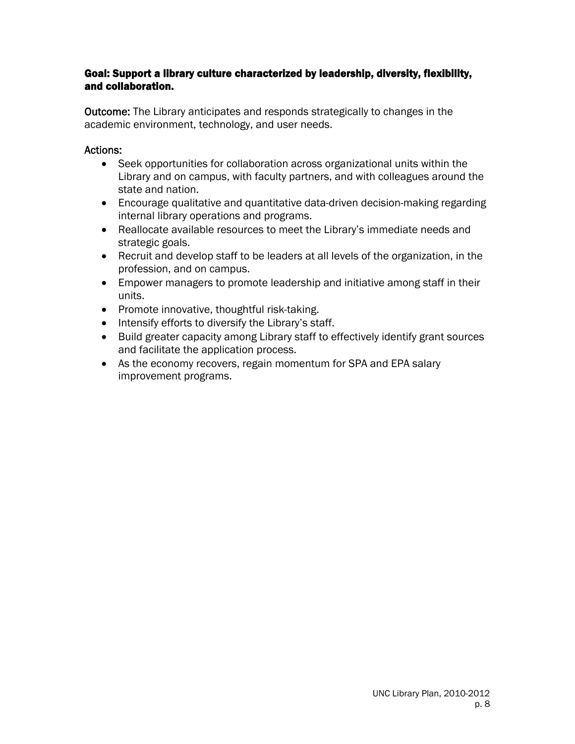**Goal: Support a library culture characterized by leadership, diversity, flexibility, and collaboration.**

**Outcome:** The Library anticipates and responds strategically to changes in the academic environment, technology, and user needs.

**Actions:**

- Seek opportunities for collaboration across organizational units within the Library and on campus, with faculty partners, and with colleagues around the state and nation.
- Encourage qualitative and quantitative data-driven decision-making regarding internal library operations and programs.
- Reallocate available resources to meet the Library's immediate needs and strategic goals.
- Recruit and develop staff to be leaders at all levels of the organization, in the profession, and on campus.
- Empower managers to promote leadership and initiative among staff in their units.
- Promote innovative, thoughtful risk-taking.
- Intensify efforts to diversify the Library's staff.
- Build greater capacity among Library staff to effectively identify grant sources and facilitate the application process.
- As the economy recovers, regain momentum for SPA and EPA salary improvement programs.